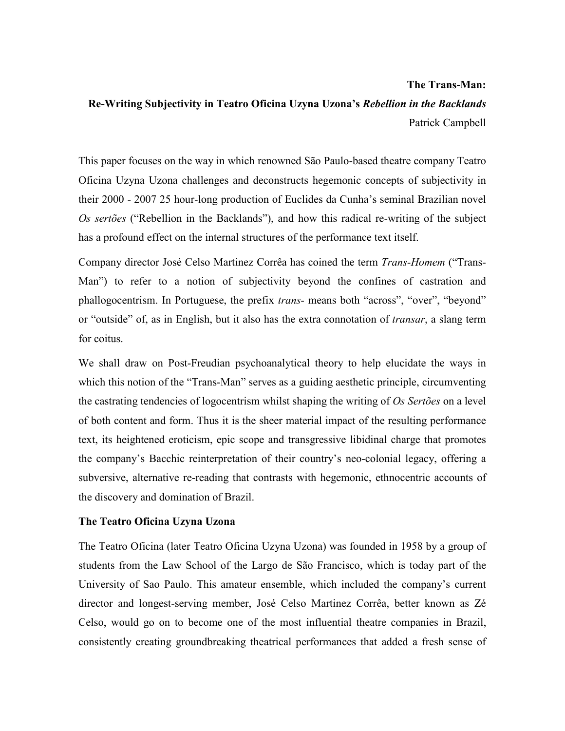**The Trans-Man:**

**Re-Writing Subjectivity in Teatro Oficina Uzyna Uzona's *Rebellion in the Backlands***

Patrick Campbell

This paper focuses on the way in which renowned São Paulo-based theatre company Teatro Oficina Uzyna Uzona challenges and deconstructs hegemonic concepts of subjectivity in their 2000 - 2007 25 hour-long production of Euclides da Cunha's seminal Brazilian novel *Os sertões* ("Rebellion in the Backlands"), and how this radical re-writing of the subject has a profound effect on the internal structures of the performance text itself.

Company director José Celso Martinez Corrêa has coined the term *Trans-Homem* ("Trans-Man") to refer to a notion of subjectivity beyond the confines of castration and phallogocentrism. In Portuguese, the prefix *trans-* means both "across", "over", "beyond" or "outside" of, as in English, but it also has the extra connotation of *transar*, a slang term for coitus.

We shall draw on Post-Freudian psychoanalytical theory to help elucidate the ways in which this notion of the "Trans-Man" serves as a guiding aesthetic principle, circumventing the castrating tendencies of logocentrism whilst shaping the writing of *Os Sertões* on a level of both content and form. Thus it is the sheer material impact of the resulting performance text, its heightened eroticism, epic scope and transgressive libidinal charge that promotes the company's Bacchic reinterpretation of their country's neo-colonial legacy, offering a subversive, alternative re-reading that contrasts with hegemonic, ethnocentric accounts of the discovery and domination of Brazil.

**The Teatro Oficina Uzyna Uzona**

The Teatro Oficina (later Teatro Oficina Uzyna Uzona) was founded in 1958 by a group of students from the Law School of the Largo de São Francisco, which is today part of the University of Sao Paulo. This amateur ensemble, which included the company's current director and longest-serving member, José Celso Martinez Corrêa, better known as Zé Celso, would go on to become one of the most influential theatre companies in Brazil, consistently creating groundbreaking theatrical performances that added a fresh sense of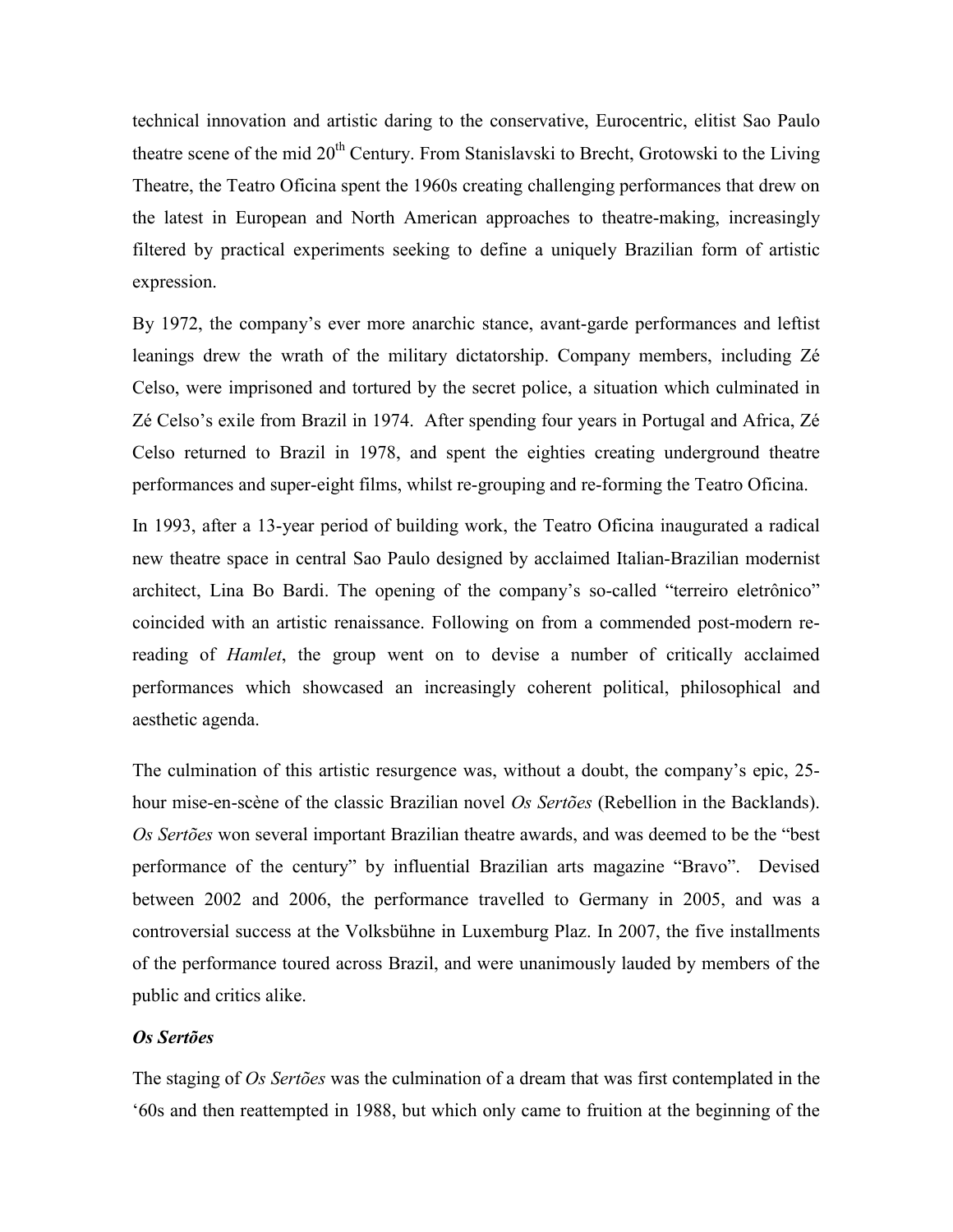technical innovation and artistic daring to the conservative, Eurocentric, elitist Sao Paulo theatre scene of the mid 20th Century. From Stanislavski to Brecht, Grotowski to the Living Theatre, the Teatro Oficina spent the 1960s creating challenging performances that drew on the latest in European and North American approaches to theatre-making, increasingly filtered by practical experiments seeking to define a uniquely Brazilian form of artistic expression.

By 1972, the company's ever more anarchic stance, avant-garde performances and leftist leanings drew the wrath of the military dictatorship. Company members, including Zé Celso, were imprisoned and tortured by the secret police, a situation which culminated in Zé Celso's exile from Brazil in 1974. After spending four years in Portugal and Africa, Zé Celso returned to Brazil in 1978, and spent the eighties creating underground theatre performances and super-eight films, whilst re-grouping and re-forming the Teatro Oficina.

In 1993, after a 13-year period of building work, the Teatro Oficina inaugurated a radical new theatre space in central Sao Paulo designed by acclaimed Italian-Brazilian modernist architect, Lina Bo Bardi. The opening of the company's so-called "terreiro eletrônico" coincided with an artistic renaissance. Following on from a commended post-modern re-reading of *Hamlet*, the group went on to devise a number of critically acclaimed performances which showcased an increasingly coherent political, philosophical and aesthetic agenda.

The culmination of this artistic resurgence was, without a doubt, the company's epic, 25-hour mise-en-scène of the classic Brazilian novel *Os Sertões* (Rebellion in the Backlands). *Os Sertões* won several important Brazilian theatre awards, and was deemed to be the "best performance of the century" by influential Brazilian arts magazine "Bravo". Devised between 2002 and 2006, the performance travelled to Germany in 2005, and was a controversial success at the Volksbühne in Luxemburg Plaz. In 2007, the five installments of the performance toured across Brazil, and were unanimously lauded by members of the public and critics alike.

### *Os Sertões*

The staging of *Os Sertões* was the culmination of a dream that was first contemplated in the '60s and then reattempted in 1988, but which only came to fruition at the beginning of the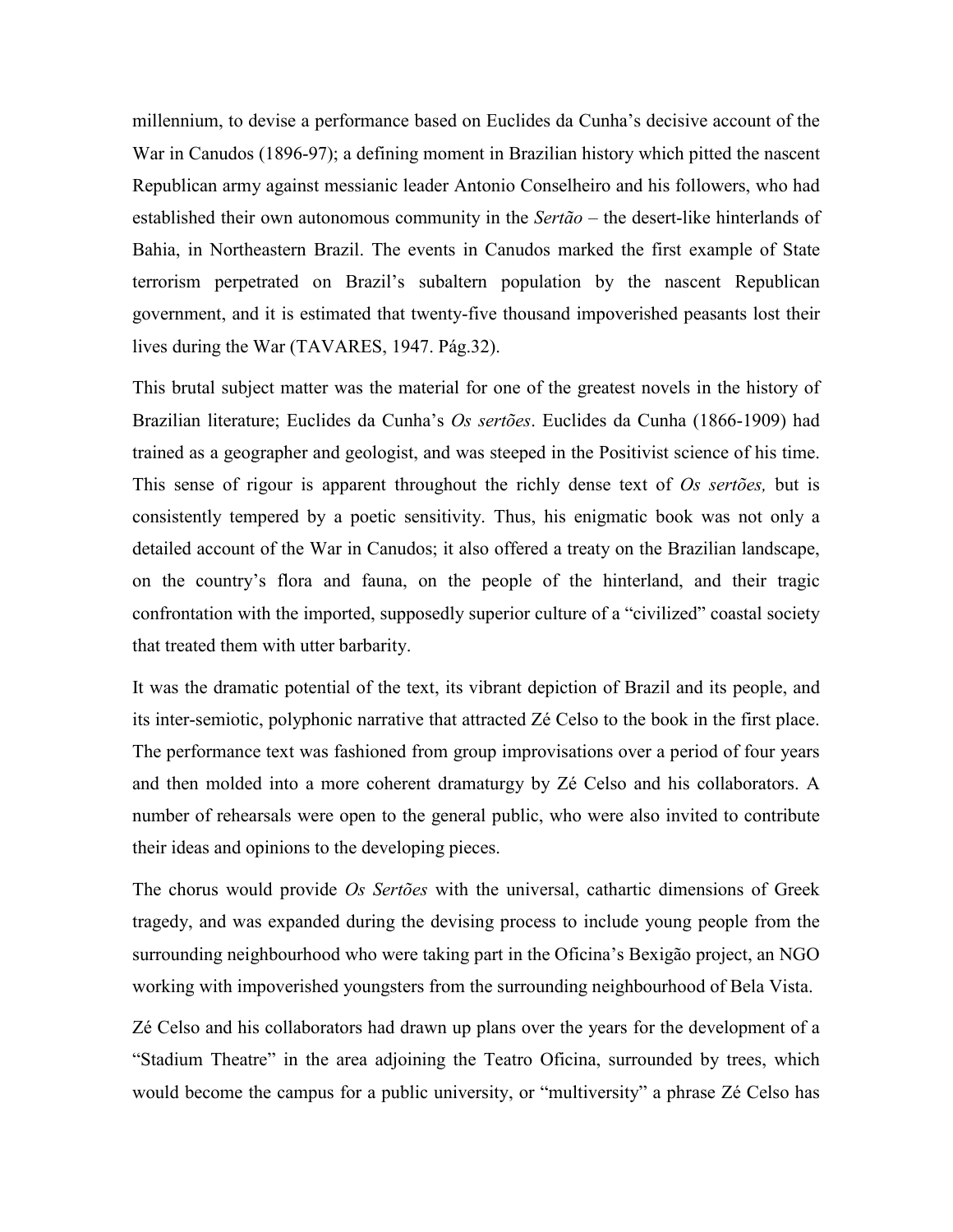millennium, to devise a performance based on Euclides da Cunha's decisive account of the War in Canudos (1896-97); a defining moment in Brazilian history which pitted the nascent Republican army against messianic leader Antonio Conselheiro and his followers, who had established their own autonomous community in the *Sertão* – the desert-like hinterlands of Bahia, in Northeastern Brazil. The events in Canudos marked the first example of State terrorism perpetrated on Brazil's subaltern population by the nascent Republican government, and it is estimated that twenty-five thousand impoverished peasants lost their lives during the War (TAVARES, 1947. Pág.32).

This brutal subject matter was the material for one of the greatest novels in the history of Brazilian literature; Euclides da Cunha's *Os sertões*. Euclides da Cunha (1866-1909) had trained as a geographer and geologist, and was steeped in the Positivist science of his time. This sense of rigour is apparent throughout the richly dense text of *Os sertões,* but is consistently tempered by a poetic sensitivity. Thus, his enigmatic book was not only a detailed account of the War in Canudos; it also offered a treaty on the Brazilian landscape, on the country's flora and fauna, on the people of the hinterland, and their tragic confrontation with the imported, supposedly superior culture of a "civilized" coastal society that treated them with utter barbarity.

It was the dramatic potential of the text, its vibrant depiction of Brazil and its people, and its inter-semiotic, polyphonic narrative that attracted Zé Celso to the book in the first place. The performance text was fashioned from group improvisations over a period of four years and then molded into a more coherent dramaturgy by Zé Celso and his collaborators. A number of rehearsals were open to the general public, who were also invited to contribute their ideas and opinions to the developing pieces.

The chorus would provide *Os Sertões* with the universal, cathartic dimensions of Greek tragedy, and was expanded during the devising process to include young people from the surrounding neighbourhood who were taking part in the Oficina's Bexigão project, an NGO working with impoverished youngsters from the surrounding neighbourhood of Bela Vista.

Zé Celso and his collaborators had drawn up plans over the years for the development of a "Stadium Theatre" in the area adjoining the Teatro Oficina, surrounded by trees, which would become the campus for a public university, or "multiversity" a phrase Zé Celso has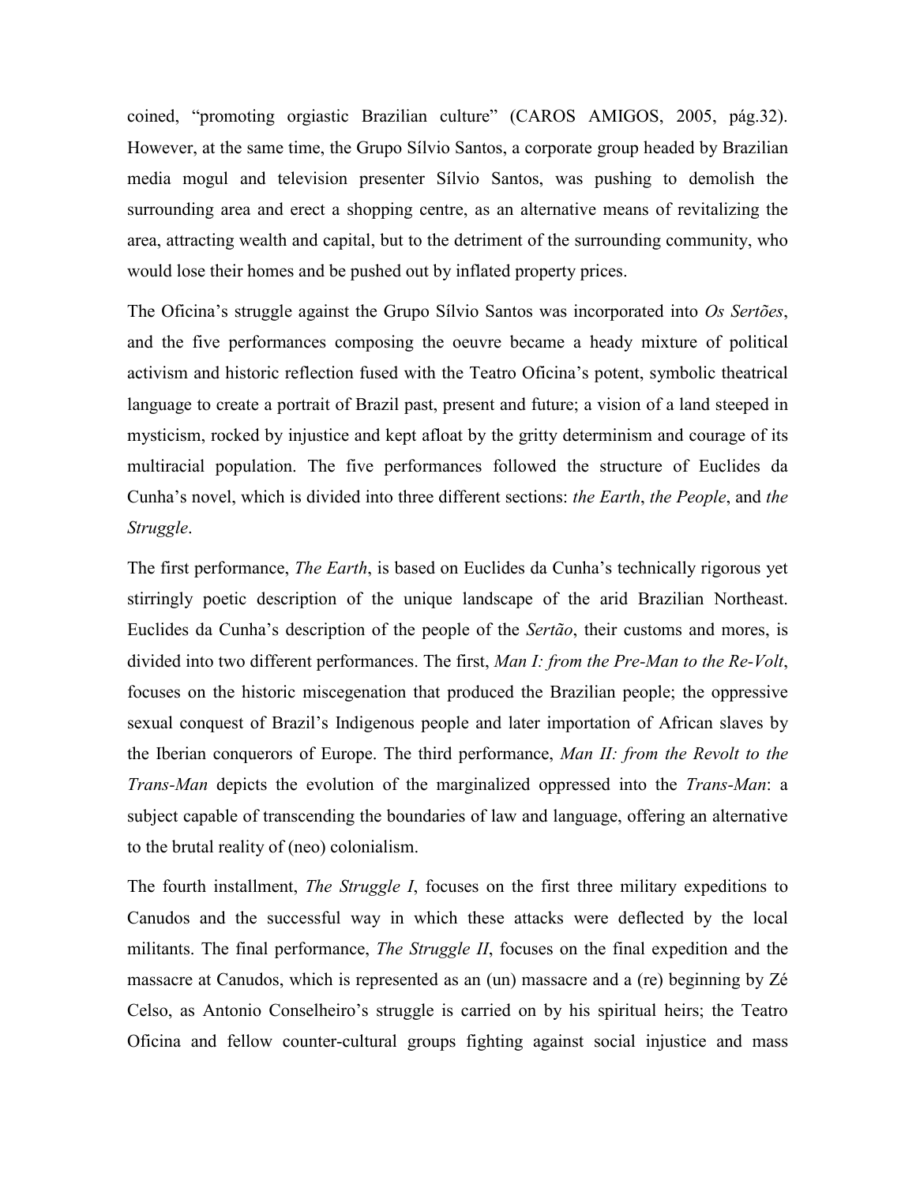coined, "promoting orgiastic Brazilian culture" (CAROS AMIGOS, 2005, pág.32). However, at the same time, the Grupo Sílvio Santos, a corporate group headed by Brazilian media mogul and television presenter Sílvio Santos, was pushing to demolish the surrounding area and erect a shopping centre, as an alternative means of revitalizing the area, attracting wealth and capital, but to the detriment of the surrounding community, who would lose their homes and be pushed out by inflated property prices.

The Oficina's struggle against the Grupo Sílvio Santos was incorporated into *Os Sertões*, and the five performances composing the oeuvre became a heady mixture of political activism and historic reflection fused with the Teatro Oficina's potent, symbolic theatrical language to create a portrait of Brazil past, present and future; a vision of a land steeped in mysticism, rocked by injustice and kept afloat by the gritty determinism and courage of its multiracial population. The five performances followed the structure of Euclides da Cunha's novel, which is divided into three different sections: *the Earth*, *the People*, and *the Struggle*.

The first performance, *The Earth*, is based on Euclides da Cunha's technically rigorous yet stirringly poetic description of the unique landscape of the arid Brazilian Northeast. Euclides da Cunha's description of the people of the *Sertão*, their customs and mores, is divided into two different performances. The first, *Man I: from the Pre-Man to the Re-Volt*, focuses on the historic miscegenation that produced the Brazilian people; the oppressive sexual conquest of Brazil's Indigenous people and later importation of African slaves by the Iberian conquerors of Europe. The third performance, *Man II: from the Revolt to the Trans-Man* depicts the evolution of the marginalized oppressed into the *Trans-Man*: a subject capable of transcending the boundaries of law and language, offering an alternative to the brutal reality of (neo) colonialism.

The fourth installment, *The Struggle I*, focuses on the first three military expeditions to Canudos and the successful way in which these attacks were deflected by the local militants. The final performance, *The Struggle II*, focuses on the final expedition and the massacre at Canudos, which is represented as an (un) massacre and a (re) beginning by Zé Celso, as Antonio Conselheiro's struggle is carried on by his spiritual heirs; the Teatro Oficina and fellow counter-cultural groups fighting against social injustice and mass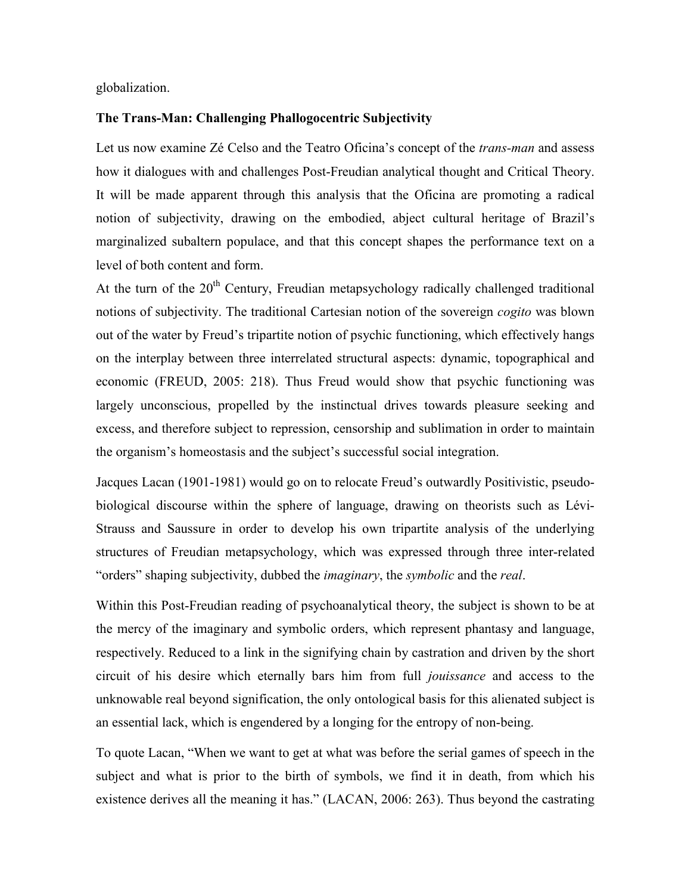globalization.

**The Trans-Man: Challenging Phallogocentric Subjectivity**

Let us now examine Zé Celso and the Teatro Oficina's concept of the *trans-man* and assess how it dialogues with and challenges Post-Freudian analytical thought and Critical Theory. It will be made apparent through this analysis that the Oficina are promoting a radical notion of subjectivity, drawing on the embodied, abject cultural heritage of Brazil's marginalized subaltern populace, and that this concept shapes the performance text on a level of both content and form.

At the turn of the 20th Century, Freudian metapsychology radically challenged traditional notions of subjectivity. The traditional Cartesian notion of the sovereign *cogito* was blown out of the water by Freud's tripartite notion of psychic functioning, which effectively hangs on the interplay between three interrelated structural aspects: dynamic, topographical and economic (FREUD, 2005: 218). Thus Freud would show that psychic functioning was largely unconscious, propelled by the instinctual drives towards pleasure seeking and excess, and therefore subject to repression, censorship and sublimation in order to maintain the organism's homeostasis and the subject's successful social integration.

Jacques Lacan (1901-1981) would go on to relocate Freud's outwardly Positivistic, pseudo-biological discourse within the sphere of language, drawing on theorists such as Lévi-Strauss and Saussure in order to develop his own tripartite analysis of the underlying structures of Freudian metapsychology, which was expressed through three inter-related "orders" shaping subjectivity, dubbed the *imaginary*, the *symbolic* and the *real*.

Within this Post-Freudian reading of psychoanalytical theory, the subject is shown to be at the mercy of the imaginary and symbolic orders, which represent phantasy and language, respectively. Reduced to a link in the signifying chain by castration and driven by the short circuit of his desire which eternally bars him from full *jouissance* and access to the unknowable real beyond signification, the only ontological basis for this alienated subject is an essential lack, which is engendered by a longing for the entropy of non-being.

To quote Lacan, "When we want to get at what was before the serial games of speech in the subject and what is prior to the birth of symbols, we find it in death, from which his existence derives all the meaning it has." (LACAN, 2006: 263). Thus beyond the castrating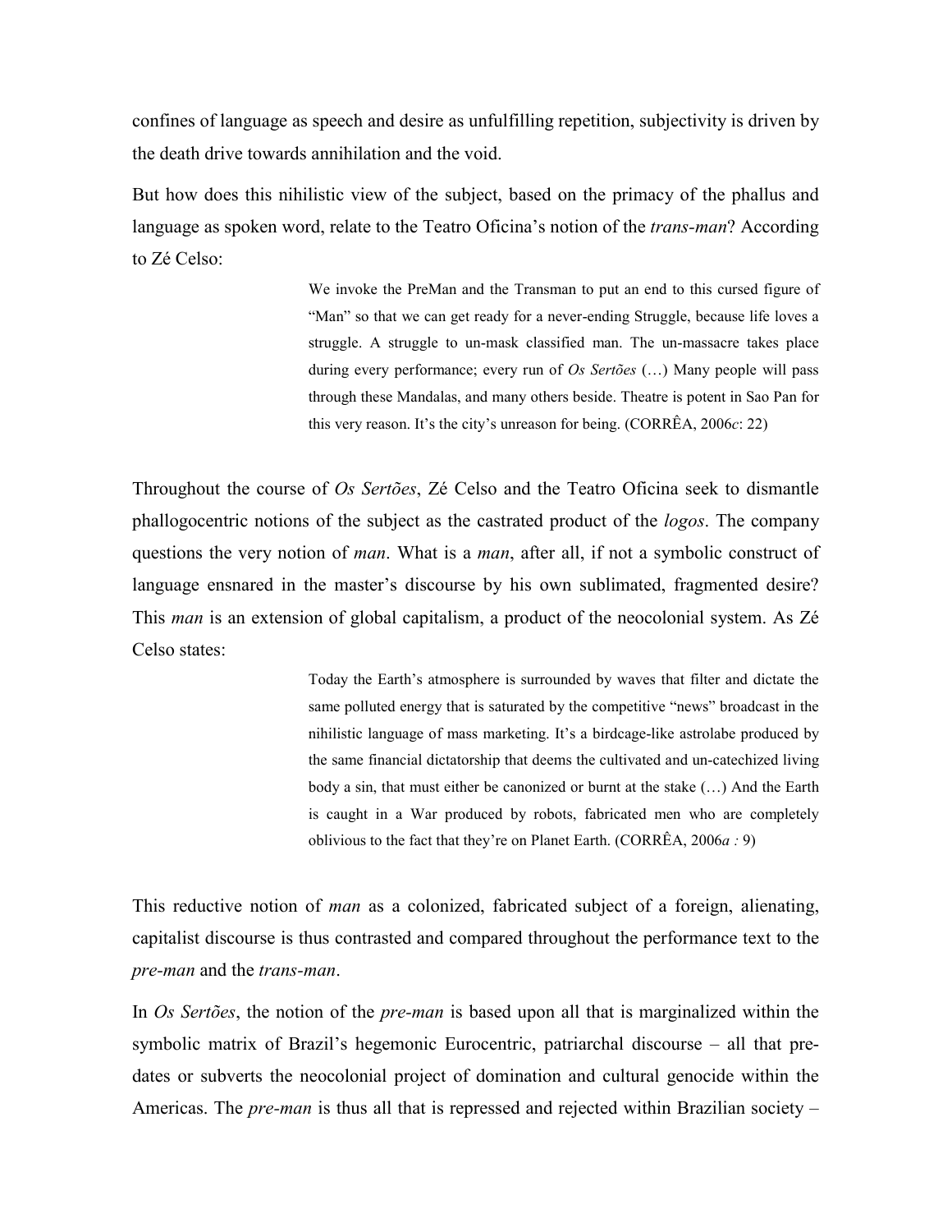confines of language as speech and desire as unfulfilling repetition, subjectivity is driven by the death drive towards annihilation and the void.

But how does this nihilistic view of the subject, based on the primacy of the phallus and language as spoken word, relate to the Teatro Oficina's notion of the *trans-man*? According to Zé Celso:

> We invoke the PreMan and the Transman to put an end to this cursed figure of "Man" so that we can get ready for a never-ending Struggle, because life loves a struggle. A struggle to un-mask classified man. The un-massacre takes place during every performance; every run of *Os Sertões* (…) Many people will pass through these Mandalas, and many others beside. Theatre is potent in Sao Pan for this very reason. It's the city's unreason for being. (CORRÊA, 2006*c*: 22)

Throughout the course of *Os Sertões*, Zé Celso and the Teatro Oficina seek to dismantle phallogocentric notions of the subject as the castrated product of the *logos*. The company questions the very notion of *man*. What is a *man*, after all, if not a symbolic construct of language ensnared in the master's discourse by his own sublimated, fragmented desire? This *man* is an extension of global capitalism, a product of the neocolonial system. As Zé Celso states:

> Today the Earth's atmosphere is surrounded by waves that filter and dictate the same polluted energy that is saturated by the competitive "news" broadcast in the nihilistic language of mass marketing. It's a birdcage-like astrolabe produced by the same financial dictatorship that deems the cultivated and un-catechized living body a sin, that must either be canonized or burnt at the stake (…) And the Earth is caught in a War produced by robots, fabricated men who are completely oblivious to the fact that they're on Planet Earth. (CORRÊA, 2006*a :* 9)

This reductive notion of *man* as a colonized, fabricated subject of a foreign, alienating, capitalist discourse is thus contrasted and compared throughout the performance text to the *pre-man* and the *trans-man*.

In *Os Sertões*, the notion of the *pre-man* is based upon all that is marginalized within the symbolic matrix of Brazil's hegemonic Eurocentric, patriarchal discourse – all that pre-dates or subverts the neocolonial project of domination and cultural genocide within the Americas. The *pre-man* is thus all that is repressed and rejected within Brazilian society –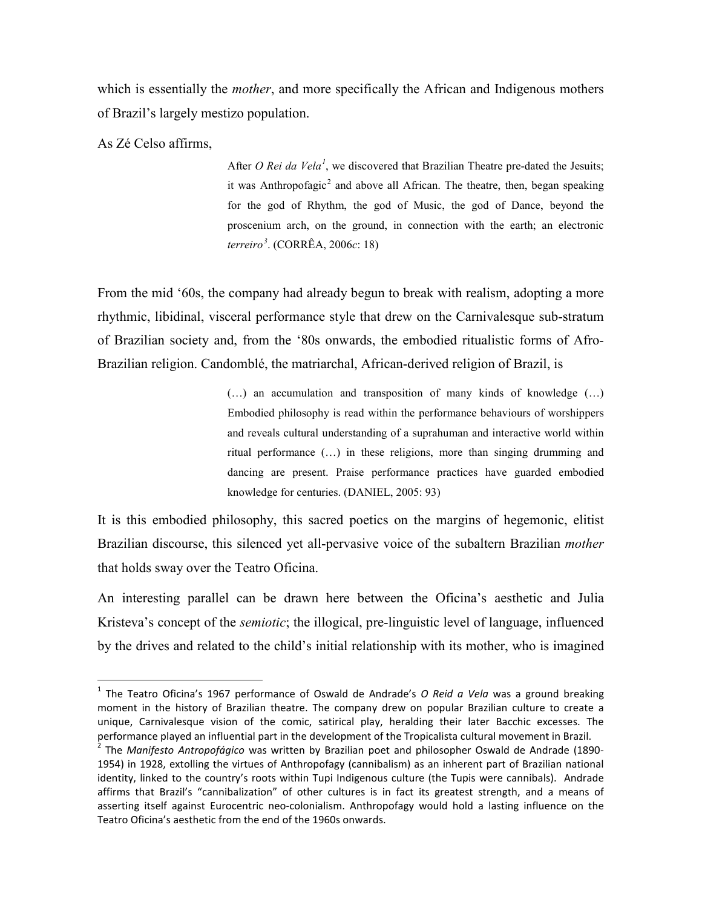which is essentially the *mother*, and more specifically the African and Indigenous mothers of Brazil's largely mestizo population.

As Zé Celso affirms,

> After *O Rei da Vela*[1], we discovered that Brazilian Theatre pre-dated the Jesuits; it was Anthropofagic[2] and above all African. The theatre, then, began speaking for the god of Rhythm, the god of Music, the god of Dance, beyond the proscenium arch, on the ground, in connection with the earth; an electronic *terreiro*[3]. (CORRÊA, 2006*c*: 18)

From the mid '60s, the company had already begun to break with realism, adopting a more rhythmic, libidinal, visceral performance style that drew on the Carnivalesque sub-stratum of Brazilian society and, from the '80s onwards, the embodied ritualistic forms of Afro-Brazilian religion. Candomblé, the matriarchal, African-derived religion of Brazil, is

> (…) an accumulation and transposition of many kinds of knowledge (…) Embodied philosophy is read within the performance behaviours of worshippers and reveals cultural understanding of a suprahuman and interactive world within ritual performance (…) in these religions, more than singing drumming and dancing are present. Praise performance practices have guarded embodied knowledge for centuries. (DANIEL, 2005: 93)

It is this embodied philosophy, this sacred poetics on the margins of hegemonic, elitist Brazilian discourse, this silenced yet all-pervasive voice of the subaltern Brazilian *mother* that holds sway over the Teatro Oficina.

An interesting parallel can be drawn here between the Oficina's aesthetic and Julia Kristeva's concept of the *semiotic*; the illogical, pre-linguistic level of language, influenced by the drives and related to the child's initial relationship with its mother, who is imagined

---

[1] The Teatro Oficina's 1967 performance of Oswald de Andrade's *O Reid a Vela* was a ground breaking moment in the history of Brazilian theatre. The company drew on popular Brazilian culture to create a unique, Carnivalesque vision of the comic, satirical play, heralding their later Bacchic excesses. The performance played an influential part in the development of the Tropicalista cultural movement in Brazil.

[2] The *Manifesto Antropofágico* was written by Brazilian poet and philosopher Oswald de Andrade (1890-1954) in 1928, extolling the virtues of Anthropofagy (cannibalism) as an inherent part of Brazilian national identity, linked to the country's roots within Tupi Indigenous culture (the Tupis were cannibals). Andrade affirms that Brazil's "cannibalization" of other cultures is in fact its greatest strength, and a means of asserting itself against Eurocentric neo-colonialism. Anthropofagy would hold a lasting influence on the Teatro Oficina's aesthetic from the end of the 1960s onwards.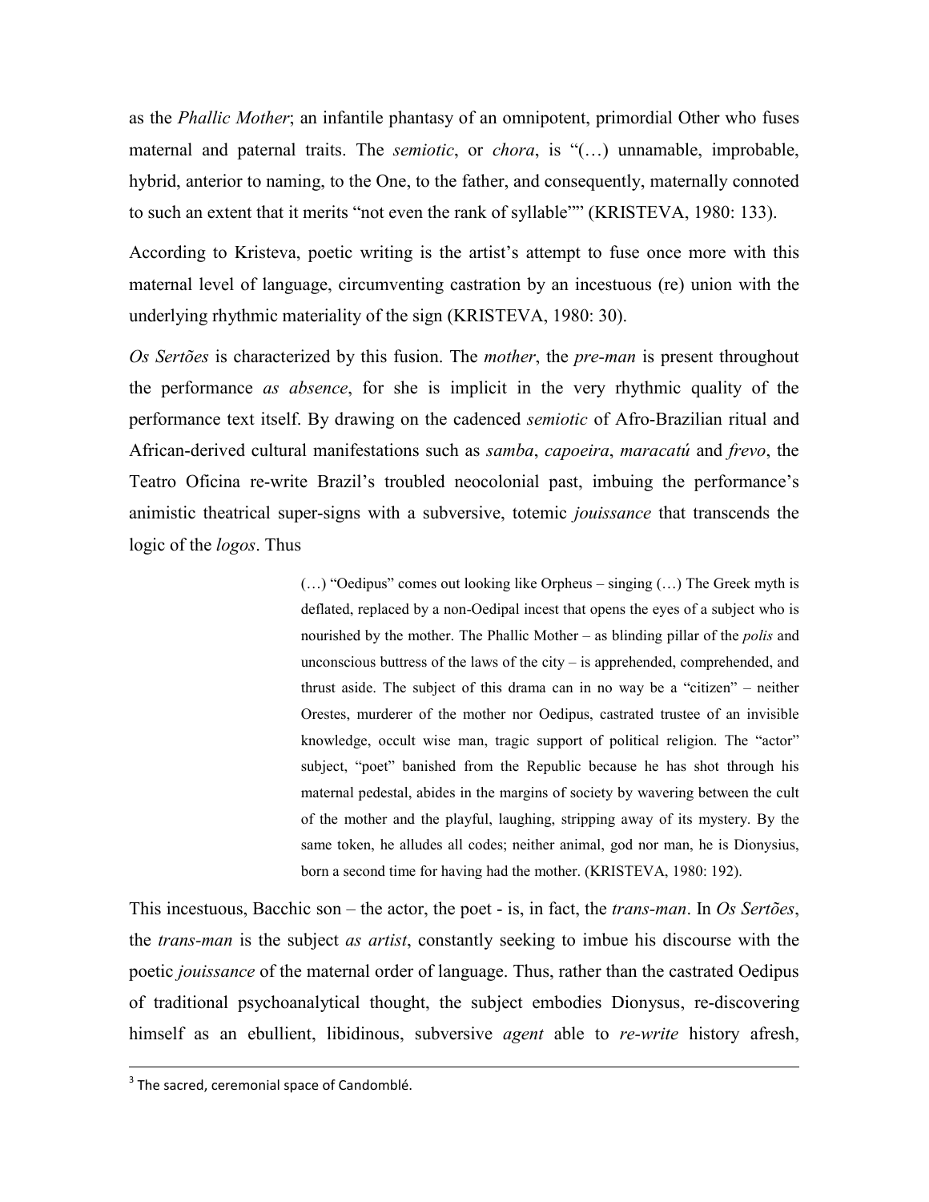as the *Phallic Mother*; an infantile phantasy of an omnipotent, primordial Other who fuses maternal and paternal traits. The *semiotic*, or *chora*, is "(…) unnamable, improbable, hybrid, anterior to naming, to the One, to the father, and consequently, maternally connoted to such an extent that it merits "not even the rank of syllable"" (KRISTEVA, 1980: 133).

According to Kristeva, poetic writing is the artist's attempt to fuse once more with this maternal level of language, circumventing castration by an incestuous (re) union with the underlying rhythmic materiality of the sign (KRISTEVA, 1980: 30).

*Os Sertões* is characterized by this fusion. The *mother*, the *pre-man* is present throughout the performance *as absence*, for she is implicit in the very rhythmic quality of the performance text itself. By drawing on the cadenced *semiotic* of Afro-Brazilian ritual and African-derived cultural manifestations such as *samba*, *capoeira*, *maracatú* and *frevo*, the Teatro Oficina re-write Brazil's troubled neocolonial past, imbuing the performance's animistic theatrical super-signs with a subversive, totemic *jouissance* that transcends the logic of the *logos*. Thus

> (…) "Oedipus" comes out looking like Orpheus – singing (…) The Greek myth is deflated, replaced by a non-Oedipal incest that opens the eyes of a subject who is nourished by the mother. The Phallic Mother – as blinding pillar of the *polis* and unconscious buttress of the laws of the city – is apprehended, comprehended, and thrust aside. The subject of this drama can in no way be a "citizen" – neither Orestes, murderer of the mother nor Oedipus, castrated trustee of an invisible knowledge, occult wise man, tragic support of political religion. The "actor" subject, "poet" banished from the Republic because he has shot through his maternal pedestal, abides in the margins of society by wavering between the cult of the mother and the playful, laughing, stripping away of its mystery. By the same token, he alludes all codes; neither animal, god nor man, he is Dionysius, born a second time for having had the mother. (KRISTEVA, 1980: 192).

This incestuous, Bacchic son – the actor, the poet - is, in fact, the *trans-man*. In *Os Sertões*, the *trans-man* is the subject *as artist*, constantly seeking to imbue his discourse with the poetic *jouissance* of the maternal order of language. Thus, rather than the castrated Oedipus of traditional psychoanalytical thought, the subject embodies Dionysus, re-discovering himself as an ebullient, libidinous, subversive *agent* able to *re-write* history afresh,

[3] The sacred, ceremonial space of Candomblé.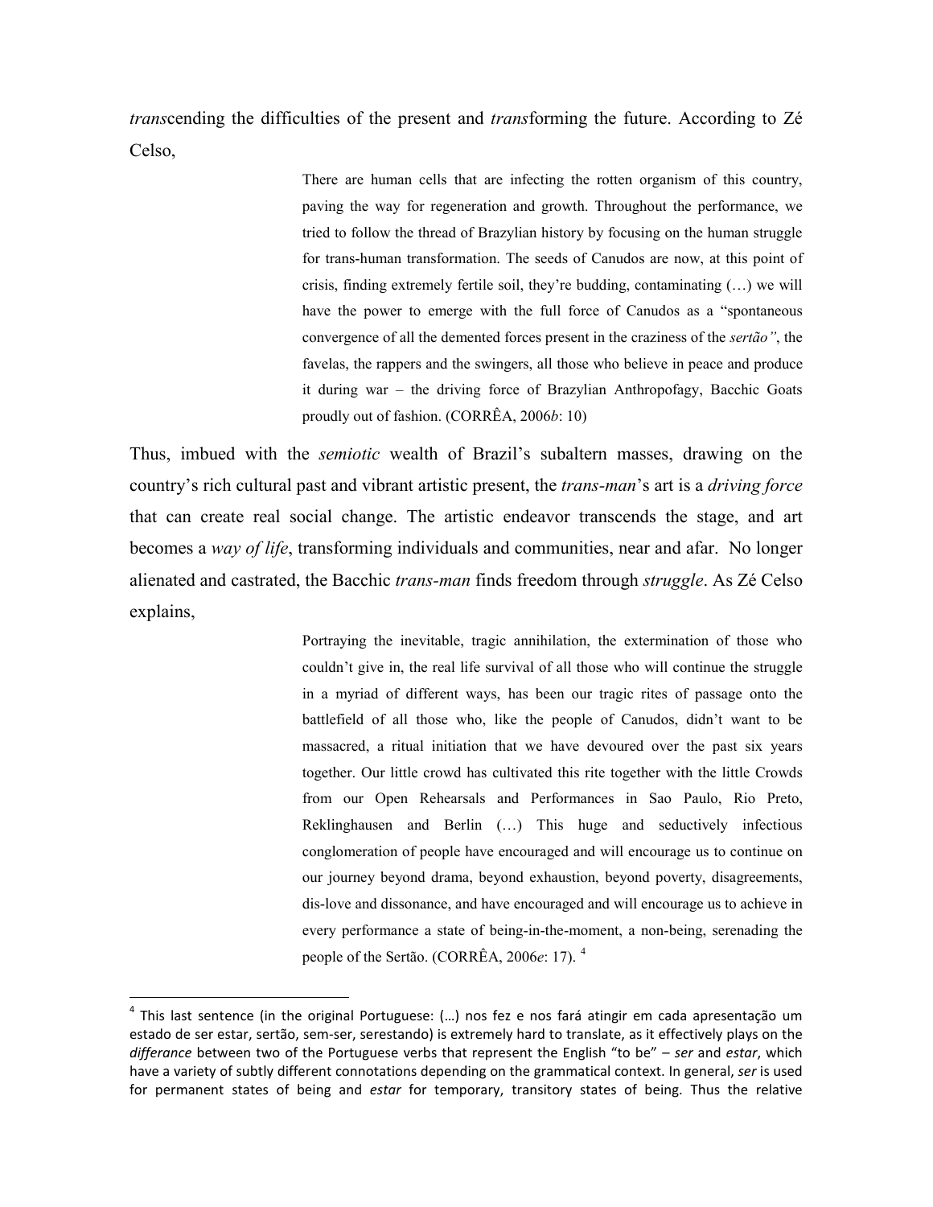*trans*cending the difficulties of the present and *trans*forming the future. According to Zé Celso,

> There are human cells that are infecting the rotten organism of this country, paving the way for regeneration and growth. Throughout the performance, we tried to follow the thread of Brazylian history by focusing on the human struggle for trans-human transformation. The seeds of Canudos are now, at this point of crisis, finding extremely fertile soil, they're budding, contaminating (…) we will have the power to emerge with the full force of Canudos as a "spontaneous convergence of all the demented forces present in the craziness of the *sertão"*, the favelas, the rappers and the swingers, all those who believe in peace and produce it during war – the driving force of Brazylian Anthropofagy, Bacchic Goats proudly out of fashion. (CORRÊA, 2006*b*: 10)

Thus, imbued with the *semiotic* wealth of Brazil's subaltern masses, drawing on the country's rich cultural past and vibrant artistic present, the *trans-man*'s art is a *driving force* that can create real social change. The artistic endeavor transcends the stage, and art becomes a *way of life*, transforming individuals and communities, near and afar. No longer alienated and castrated, the Bacchic *trans-man* finds freedom through *struggle*. As Zé Celso explains,

> Portraying the inevitable, tragic annihilation, the extermination of those who couldn't give in, the real life survival of all those who will continue the struggle in a myriad of different ways, has been our tragic rites of passage onto the battlefield of all those who, like the people of Canudos, didn't want to be massacred, a ritual initiation that we have devoured over the past six years together. Our little crowd has cultivated this rite together with the little Crowds from our Open Rehearsals and Performances in Sao Paulo, Rio Preto, Reklinghausen and Berlin (…) This huge and seductively infectious conglomeration of people have encouraged and will encourage us to continue on our journey beyond drama, beyond exhaustion, beyond poverty, disagreements, dis-love and dissonance, and have encouraged and will encourage us to achieve in every performance a state of being-in-the-moment, a non-being, serenading the people of the Sertão. (CORRÊA, 2006*e*: 17). [4]

---

[4] This last sentence (in the original Portuguese: (…) nos fez e nos fará atingir em cada apresentação um estado de ser estar, sertão, sem-ser, serestando) is extremely hard to translate, as it effectively plays on the *differance* between two of the Portuguese verbs that represent the English "to be" – *ser* and *estar*, which have a variety of subtly different connotations depending on the grammatical context. In general, *ser* is used for permanent states of being and *estar* for temporary, transitory states of being. Thus the relative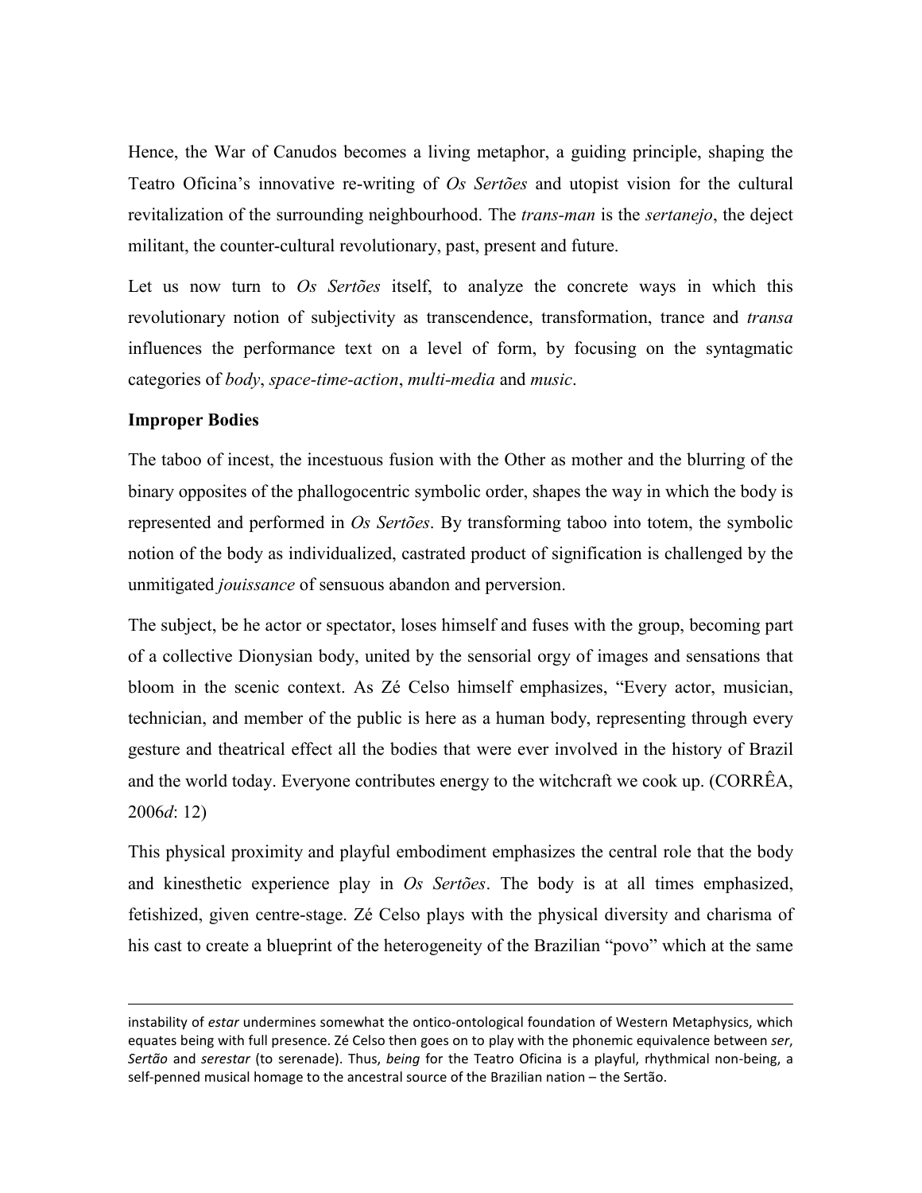Hence, the War of Canudos becomes a living metaphor, a guiding principle, shaping the Teatro Oficina's innovative re-writing of *Os Sertões* and utopist vision for the cultural revitalization of the surrounding neighbourhood. The *trans-man* is the *sertanejo*, the deject militant, the counter-cultural revolutionary, past, present and future.

Let us now turn to *Os Sertões* itself, to analyze the concrete ways in which this revolutionary notion of subjectivity as transcendence, transformation, trance and *transa* influences the performance text on a level of form, by focusing on the syntagmatic categories of *body*, *space-time-action*, *multi-media* and *music*.

**Improper Bodies**

The taboo of incest, the incestuous fusion with the Other as mother and the blurring of the binary opposites of the phallogocentric symbolic order, shapes the way in which the body is represented and performed in *Os Sertões*. By transforming taboo into totem, the symbolic notion of the body as individualized, castrated product of signification is challenged by the unmitigated *jouissance* of sensuous abandon and perversion.

The subject, be he actor or spectator, loses himself and fuses with the group, becoming part of a collective Dionysian body, united by the sensorial orgy of images and sensations that bloom in the scenic context. As Zé Celso himself emphasizes, "Every actor, musician, technician, and member of the public is here as a human body, representing through every gesture and theatrical effect all the bodies that were ever involved in the history of Brazil and the world today. Everyone contributes energy to the witchcraft we cook up. (CORRÊA, 2006*d*: 12)

This physical proximity and playful embodiment emphasizes the central role that the body and kinesthetic experience play in *Os Sertões*. The body is at all times emphasized, fetishized, given centre-stage. Zé Celso plays with the physical diversity and charisma of his cast to create a blueprint of the heterogeneity of the Brazilian "povo" which at the same

---

instability of *estar* undermines somewhat the ontico-ontological foundation of Western Metaphysics, which equates being with full presence. Zé Celso then goes on to play with the phonemic equivalence between *ser*, *Sertão* and *serestar* (to serenade). Thus, *being* for the Teatro Oficina is a playful, rhythmical non-being, a self-penned musical homage to the ancestral source of the Brazilian nation – the Sertão.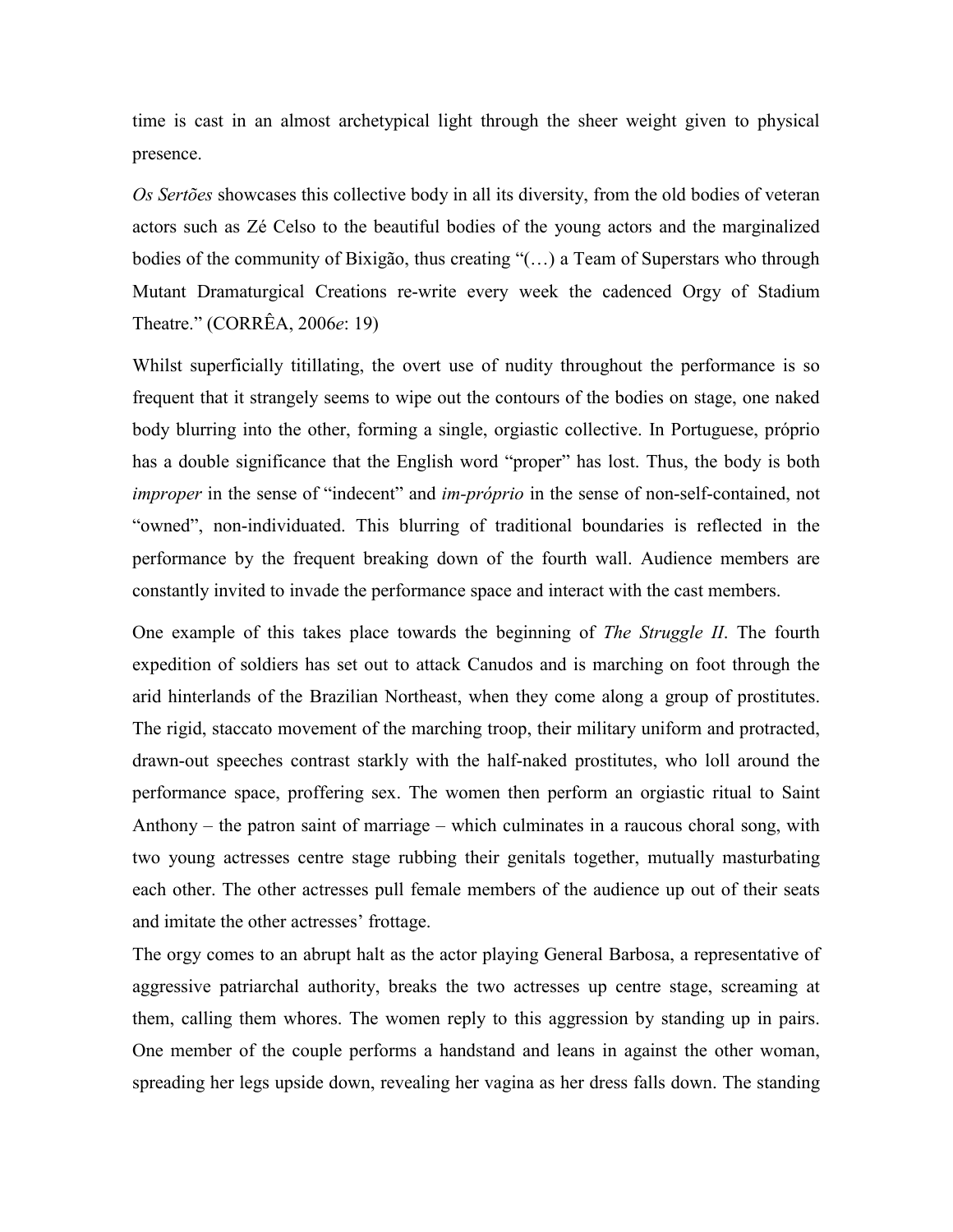time is cast in an almost archetypical light through the sheer weight given to physical presence.

*Os Sertões* showcases this collective body in all its diversity, from the old bodies of veteran actors such as Zé Celso to the beautiful bodies of the young actors and the marginalized bodies of the community of Bixigão, thus creating "(…) a Team of Superstars who through Mutant Dramaturgical Creations re-write every week the cadenced Orgy of Stadium Theatre." (CORRÊA, 2006*e*: 19)

Whilst superficially titillating, the overt use of nudity throughout the performance is so frequent that it strangely seems to wipe out the contours of the bodies on stage, one naked body blurring into the other, forming a single, orgiastic collective. In Portuguese, próprio has a double significance that the English word "proper" has lost. Thus, the body is both *improper* in the sense of "indecent" and *im-próprio* in the sense of non-self-contained, not "owned", non-individuated. This blurring of traditional boundaries is reflected in the performance by the frequent breaking down of the fourth wall. Audience members are constantly invited to invade the performance space and interact with the cast members.

One example of this takes place towards the beginning of *The Struggle II*. The fourth expedition of soldiers has set out to attack Canudos and is marching on foot through the arid hinterlands of the Brazilian Northeast, when they come along a group of prostitutes. The rigid, staccato movement of the marching troop, their military uniform and protracted, drawn-out speeches contrast starkly with the half-naked prostitutes, who loll around the performance space, proffering sex. The women then perform an orgiastic ritual to Saint Anthony – the patron saint of marriage – which culminates in a raucous choral song, with two young actresses centre stage rubbing their genitals together, mutually masturbating each other. The other actresses pull female members of the audience up out of their seats and imitate the other actresses' frottage.

The orgy comes to an abrupt halt as the actor playing General Barbosa, a representative of aggressive patriarchal authority, breaks the two actresses up centre stage, screaming at them, calling them whores. The women reply to this aggression by standing up in pairs. One member of the couple performs a handstand and leans in against the other woman, spreading her legs upside down, revealing her vagina as her dress falls down. The standing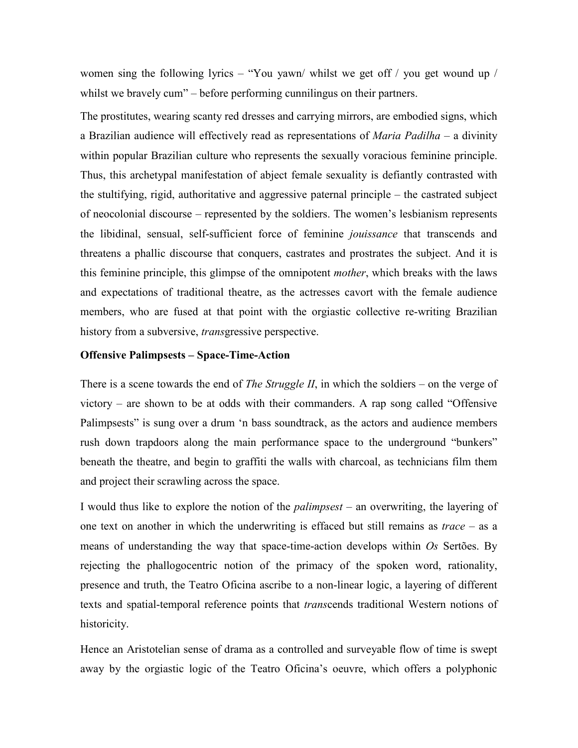women sing the following lyrics – "You yawn/ whilst we get off / you get wound up / whilst we bravely cum" – before performing cunnilingus on their partners.

The prostitutes, wearing scanty red dresses and carrying mirrors, are embodied signs, which a Brazilian audience will effectively read as representations of *Maria Padilha* – a divinity within popular Brazilian culture who represents the sexually voracious feminine principle. Thus, this archetypal manifestation of abject female sexuality is defiantly contrasted with the stultifying, rigid, authoritative and aggressive paternal principle – the castrated subject of neocolonial discourse – represented by the soldiers. The women's lesbianism represents the libidinal, sensual, self-sufficient force of feminine *jouissance* that transcends and threatens a phallic discourse that conquers, castrates and prostrates the subject. And it is this feminine principle, this glimpse of the omnipotent *mother*, which breaks with the laws and expectations of traditional theatre, as the actresses cavort with the female audience members, who are fused at that point with the orgiastic collective re-writing Brazilian history from a subversive, *trans*gressive perspective.

**Offensive Palimpsests – Space-Time-Action**

There is a scene towards the end of *The Struggle II*, in which the soldiers – on the verge of victory – are shown to be at odds with their commanders. A rap song called "Offensive Palimpsests" is sung over a drum 'n bass soundtrack, as the actors and audience members rush down trapdoors along the main performance space to the underground "bunkers" beneath the theatre, and begin to graffiti the walls with charcoal, as technicians film them and project their scrawling across the space.

I would thus like to explore the notion of the *palimpsest* – an overwriting, the layering of one text on another in which the underwriting is effaced but still remains as *trace* – as a means of understanding the way that space-time-action develops within *Os* Sertões. By rejecting the phallogocentric notion of the primacy of the spoken word, rationality, presence and truth, the Teatro Oficina ascribe to a non-linear logic, a layering of different texts and spatial-temporal reference points that *trans*cends traditional Western notions of historicity.

Hence an Aristotelian sense of drama as a controlled and surveyable flow of time is swept away by the orgiastic logic of the Teatro Oficina's oeuvre, which offers a polyphonic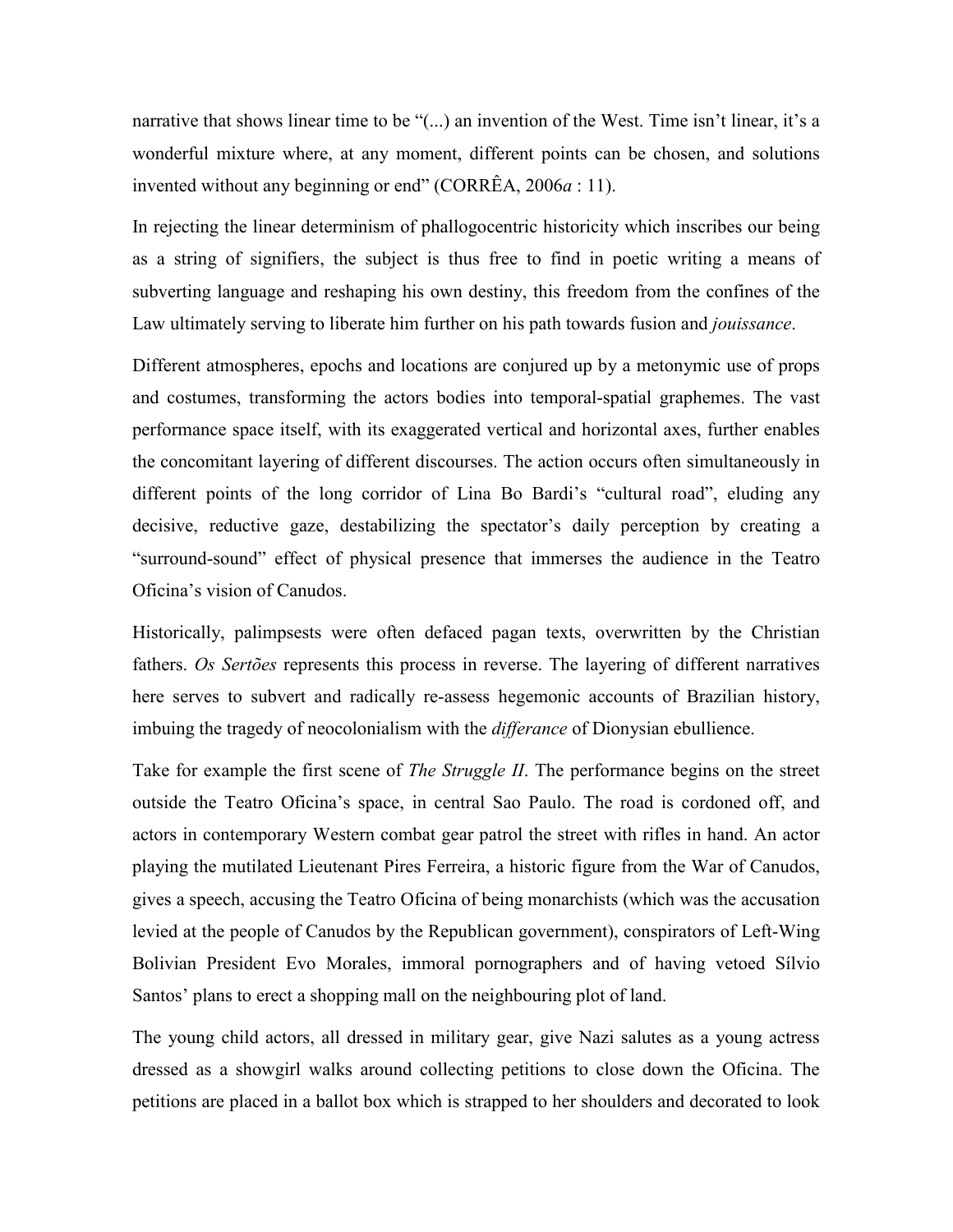narrative that shows linear time to be "(...) an invention of the West. Time isn't linear, it's a wonderful mixture where, at any moment, different points can be chosen, and solutions invented without any beginning or end" (CORRÊA, 2006*a* : 11).

In rejecting the linear determinism of phallogocentric historicity which inscribes our being as a string of signifiers, the subject is thus free to find in poetic writing a means of subverting language and reshaping his own destiny, this freedom from the confines of the Law ultimately serving to liberate him further on his path towards fusion and *jouissance*.

Different atmospheres, epochs and locations are conjured up by a metonymic use of props and costumes, transforming the actors bodies into temporal-spatial graphemes. The vast performance space itself, with its exaggerated vertical and horizontal axes, further enables the concomitant layering of different discourses. The action occurs often simultaneously in different points of the long corridor of Lina Bo Bardi's "cultural road", eluding any decisive, reductive gaze, destabilizing the spectator's daily perception by creating a "surround-sound" effect of physical presence that immerses the audience in the Teatro Oficina's vision of Canudos.

Historically, palimpsests were often defaced pagan texts, overwritten by the Christian fathers. *Os Sertões* represents this process in reverse. The layering of different narratives here serves to subvert and radically re-assess hegemonic accounts of Brazilian history, imbuing the tragedy of neocolonialism with the *differance* of Dionysian ebullience.

Take for example the first scene of *The Struggle II*. The performance begins on the street outside the Teatro Oficina's space, in central Sao Paulo. The road is cordoned off, and actors in contemporary Western combat gear patrol the street with rifles in hand. An actor playing the mutilated Lieutenant Pires Ferreira, a historic figure from the War of Canudos, gives a speech, accusing the Teatro Oficina of being monarchists (which was the accusation levied at the people of Canudos by the Republican government), conspirators of Left-Wing Bolivian President Evo Morales, immoral pornographers and of having vetoed Sílvio Santos' plans to erect a shopping mall on the neighbouring plot of land.

The young child actors, all dressed in military gear, give Nazi salutes as a young actress dressed as a showgirl walks around collecting petitions to close down the Oficina. The petitions are placed in a ballot box which is strapped to her shoulders and decorated to look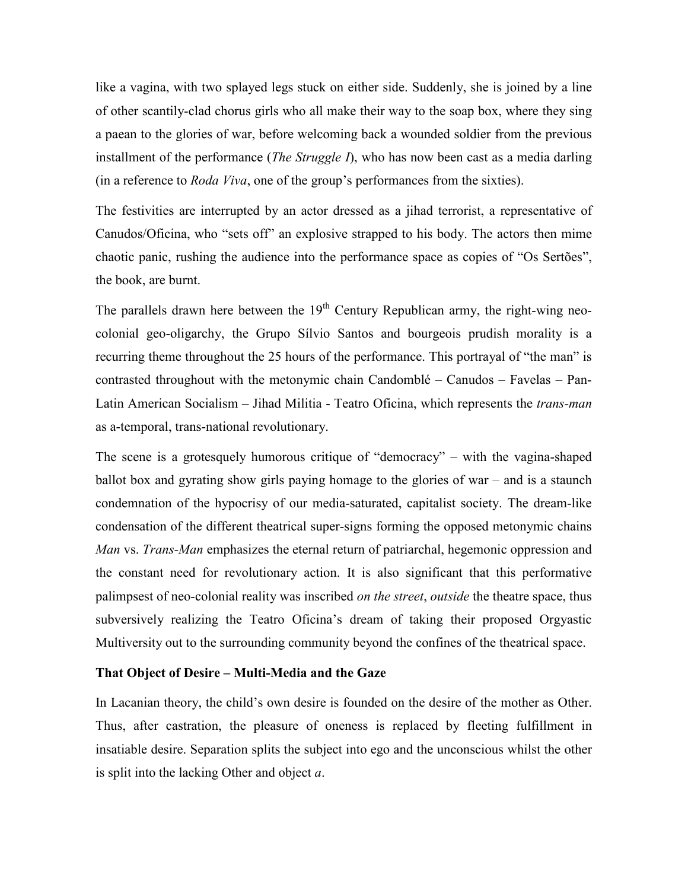like a vagina, with two splayed legs stuck on either side. Suddenly, she is joined by a line of other scantily-clad chorus girls who all make their way to the soap box, where they sing a paean to the glories of war, before welcoming back a wounded soldier from the previous installment of the performance (*The Struggle I*), who has now been cast as a media darling (in a reference to *Roda Viva*, one of the group's performances from the sixties).

The festivities are interrupted by an actor dressed as a jihad terrorist, a representative of Canudos/Oficina, who "sets off" an explosive strapped to his body. The actors then mime chaotic panic, rushing the audience into the performance space as copies of "Os Sertões", the book, are burnt.

The parallels drawn here between the 19th Century Republican army, the right-wing neo-colonial geo-oligarchy, the Grupo Sílvio Santos and bourgeois prudish morality is a recurring theme throughout the 25 hours of the performance. This portrayal of "the man" is contrasted throughout with the metonymic chain Candomblé – Canudos – Favelas – Pan-Latin American Socialism – Jihad Militia - Teatro Oficina, which represents the *trans-man* as a-temporal, trans-national revolutionary.

The scene is a grotesquely humorous critique of "democracy" – with the vagina-shaped ballot box and gyrating show girls paying homage to the glories of war – and is a staunch condemnation of the hypocrisy of our media-saturated, capitalist society. The dream-like condensation of the different theatrical super-signs forming the opposed metonymic chains *Man* vs. *Trans-Man* emphasizes the eternal return of patriarchal, hegemonic oppression and the constant need for revolutionary action. It is also significant that this performative palimpsest of neo-colonial reality was inscribed *on the street*, *outside* the theatre space, thus subversively realizing the Teatro Oficina's dream of taking their proposed Orgyastic Multiversity out to the surrounding community beyond the confines of the theatrical space.

**That Object of Desire – Multi-Media and the Gaze**

In Lacanian theory, the child's own desire is founded on the desire of the mother as Other. Thus, after castration, the pleasure of oneness is replaced by fleeting fulfillment in insatiable desire. Separation splits the subject into ego and the unconscious whilst the other is split into the lacking Other and object *a*.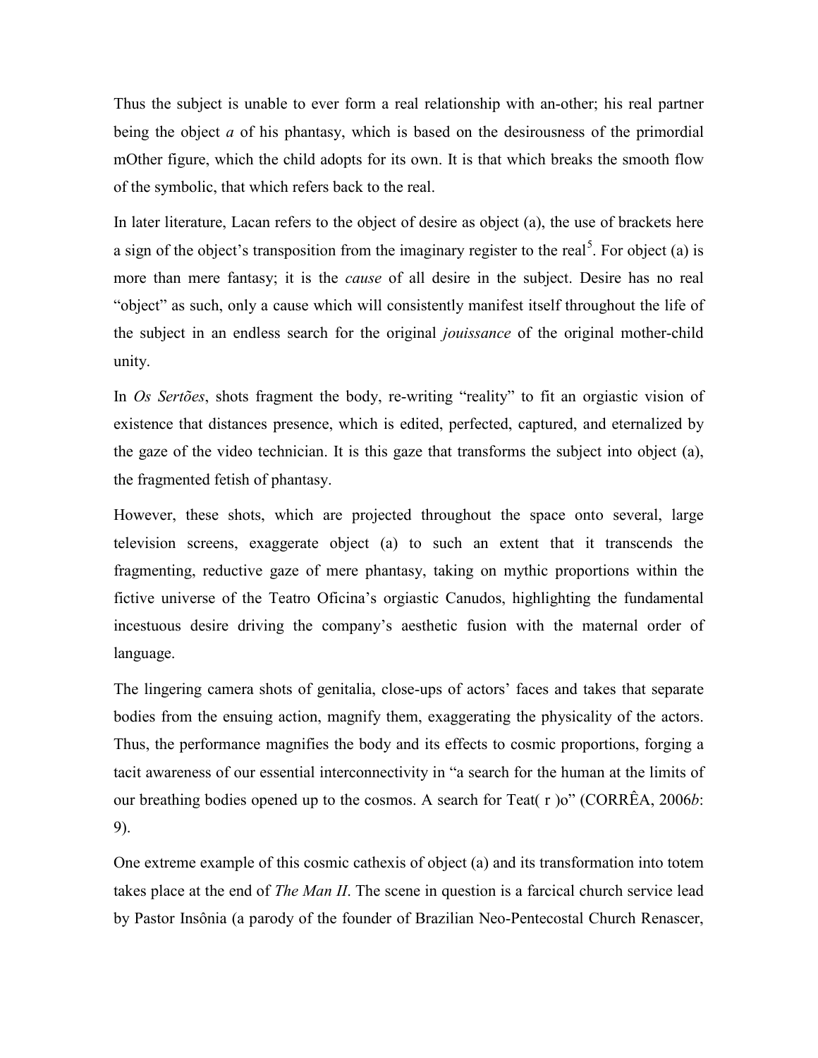Thus the subject is unable to ever form a real relationship with an-other; his real partner being the object *a* of his phantasy, which is based on the desirousness of the primordial mOther figure, which the child adopts for its own. It is that which breaks the smooth flow of the symbolic, that which refers back to the real.

In later literature, Lacan refers to the object of desire as object (a), the use of brackets here a sign of the object's transposition from the imaginary register to the real[5]. For object (a) is more than mere fantasy; it is the *cause* of all desire in the subject. Desire has no real "object" as such, only a cause which will consistently manifest itself throughout the life of the subject in an endless search for the original *jouissance* of the original mother-child unity.

In *Os Sertões*, shots fragment the body, re-writing "reality" to fit an orgiastic vision of existence that distances presence, which is edited, perfected, captured, and eternalized by the gaze of the video technician. It is this gaze that transforms the subject into object (a), the fragmented fetish of phantasy.

However, these shots, which are projected throughout the space onto several, large television screens, exaggerate object (a) to such an extent that it transcends the fragmenting, reductive gaze of mere phantasy, taking on mythic proportions within the fictive universe of the Teatro Oficina's orgiastic Canudos, highlighting the fundamental incestuous desire driving the company's aesthetic fusion with the maternal order of language.

The lingering camera shots of genitalia, close-ups of actors' faces and takes that separate bodies from the ensuing action, magnify them, exaggerating the physicality of the actors. Thus, the performance magnifies the body and its effects to cosmic proportions, forging a tacit awareness of our essential interconnectivity in "a search for the human at the limits of our breathing bodies opened up to the cosmos. A search for Teat( r )o" (CORRÊA, 2006*b*: 9).

One extreme example of this cosmic cathexis of object (a) and its transformation into totem takes place at the end of *The Man II*. The scene in question is a farcical church service lead by Pastor Insônia (a parody of the founder of Brazilian Neo-Pentecostal Church Renascer,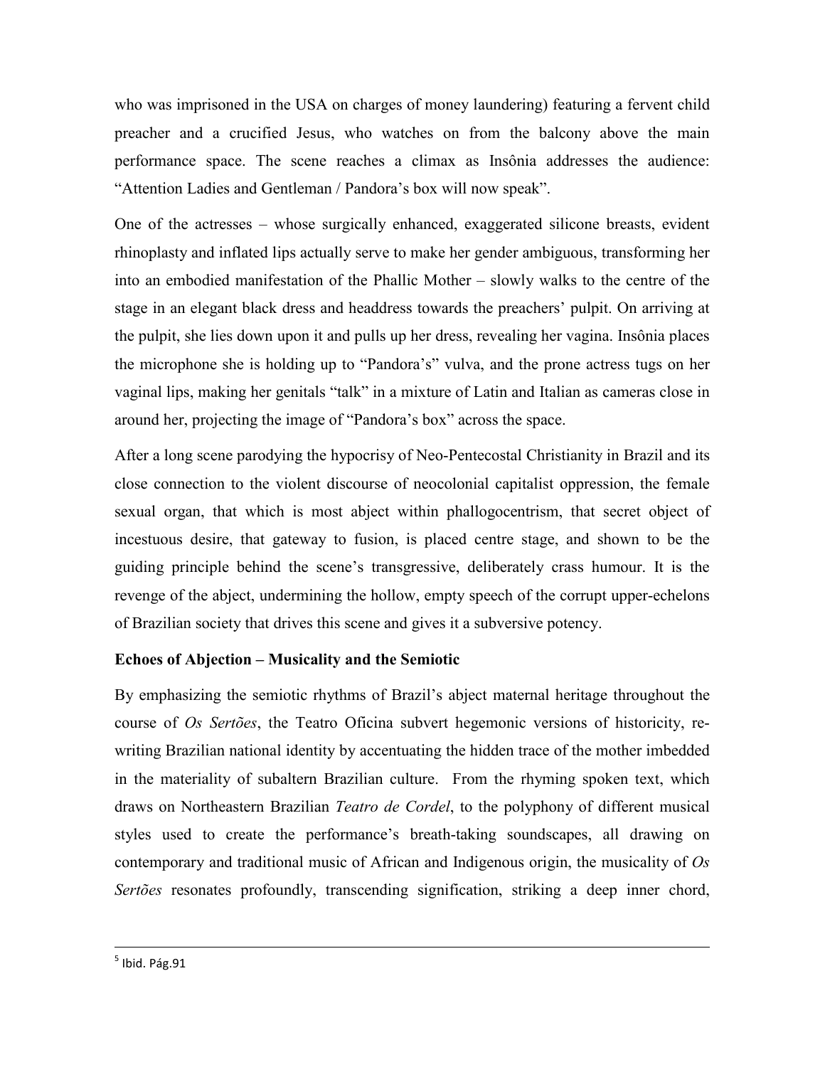who was imprisoned in the USA on charges of money laundering) featuring a fervent child preacher and a crucified Jesus, who watches on from the balcony above the main performance space. The scene reaches a climax as Insônia addresses the audience: "Attention Ladies and Gentleman / Pandora's box will now speak".

One of the actresses – whose surgically enhanced, exaggerated silicone breasts, evident rhinoplasty and inflated lips actually serve to make her gender ambiguous, transforming her into an embodied manifestation of the Phallic Mother – slowly walks to the centre of the stage in an elegant black dress and headdress towards the preachers' pulpit. On arriving at the pulpit, she lies down upon it and pulls up her dress, revealing her vagina. Insônia places the microphone she is holding up to "Pandora's" vulva, and the prone actress tugs on her vaginal lips, making her genitals "talk" in a mixture of Latin and Italian as cameras close in around her, projecting the image of "Pandora's box" across the space.

After a long scene parodying the hypocrisy of Neo-Pentecostal Christianity in Brazil and its close connection to the violent discourse of neocolonial capitalist oppression, the female sexual organ, that which is most abject within phallogocentrism, that secret object of incestuous desire, that gateway to fusion, is placed centre stage, and shown to be the guiding principle behind the scene's transgressive, deliberately crass humour. It is the revenge of the abject, undermining the hollow, empty speech of the corrupt upper-echelons of Brazilian society that drives this scene and gives it a subversive potency.

**Echoes of Abjection – Musicality and the Semiotic**

By emphasizing the semiotic rhythms of Brazil's abject maternal heritage throughout the course of *Os Sertões*, the Teatro Oficina subvert hegemonic versions of historicity, re-writing Brazilian national identity by accentuating the hidden trace of the mother imbedded in the materiality of subaltern Brazilian culture. From the rhyming spoken text, which draws on Northeastern Brazilian *Teatro de Cordel*, to the polyphony of different musical styles used to create the performance's breath-taking soundscapes, all drawing on contemporary and traditional music of African and Indigenous origin, the musicality of *Os Sertões* resonates profoundly, transcending signification, striking a deep inner chord,

[5] Ibid. Pág.91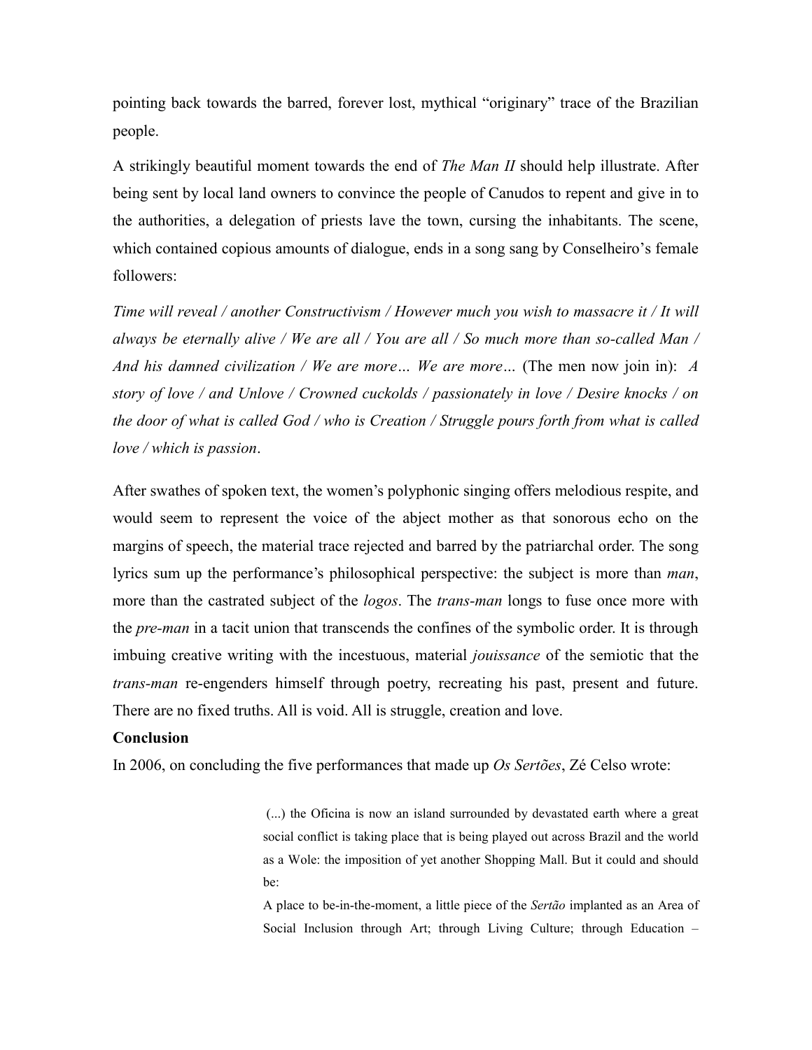pointing back towards the barred, forever lost, mythical "originary" trace of the Brazilian people.

A strikingly beautiful moment towards the end of *The Man II* should help illustrate. After being sent by local land owners to convince the people of Canudos to repent and give in to the authorities, a delegation of priests lave the town, cursing the inhabitants. The scene, which contained copious amounts of dialogue, ends in a song sang by Conselheiro's female followers:

*Time will reveal / another Constructivism / However much you wish to massacre it / It will always be eternally alive / We are all / You are all / So much more than so-called Man / And his damned civilization / We are more… We are more…* (The men now join in): *A story of love / and Unlove / Crowned cuckolds / passionately in love / Desire knocks / on the door of what is called God / who is Creation / Struggle pours forth from what is called love / which is passion*.

After swathes of spoken text, the women's polyphonic singing offers melodious respite, and would seem to represent the voice of the abject mother as that sonorous echo on the margins of speech, the material trace rejected and barred by the patriarchal order. The song lyrics sum up the performance's philosophical perspective: the subject is more than *man*, more than the castrated subject of the *logos*. The *trans-man* longs to fuse once more with the *pre-man* in a tacit union that transcends the confines of the symbolic order. It is through imbuing creative writing with the incestuous, material *jouissance* of the semiotic that the *trans-man* re-engenders himself through poetry, recreating his past, present and future. There are no fixed truths. All is void. All is struggle, creation and love.

**Conclusion**

In 2006, on concluding the five performances that made up *Os Sertões*, Zé Celso wrote:

> (...) the Oficina is now an island surrounded by devastated earth where a great social conflict is taking place that is being played out across Brazil and the world as a Wole: the imposition of yet another Shopping Mall. But it could and should be:
>
> A place to be-in-the-moment, a little piece of the *Sertão* implanted as an Area of Social Inclusion through Art; through Living Culture; through Education –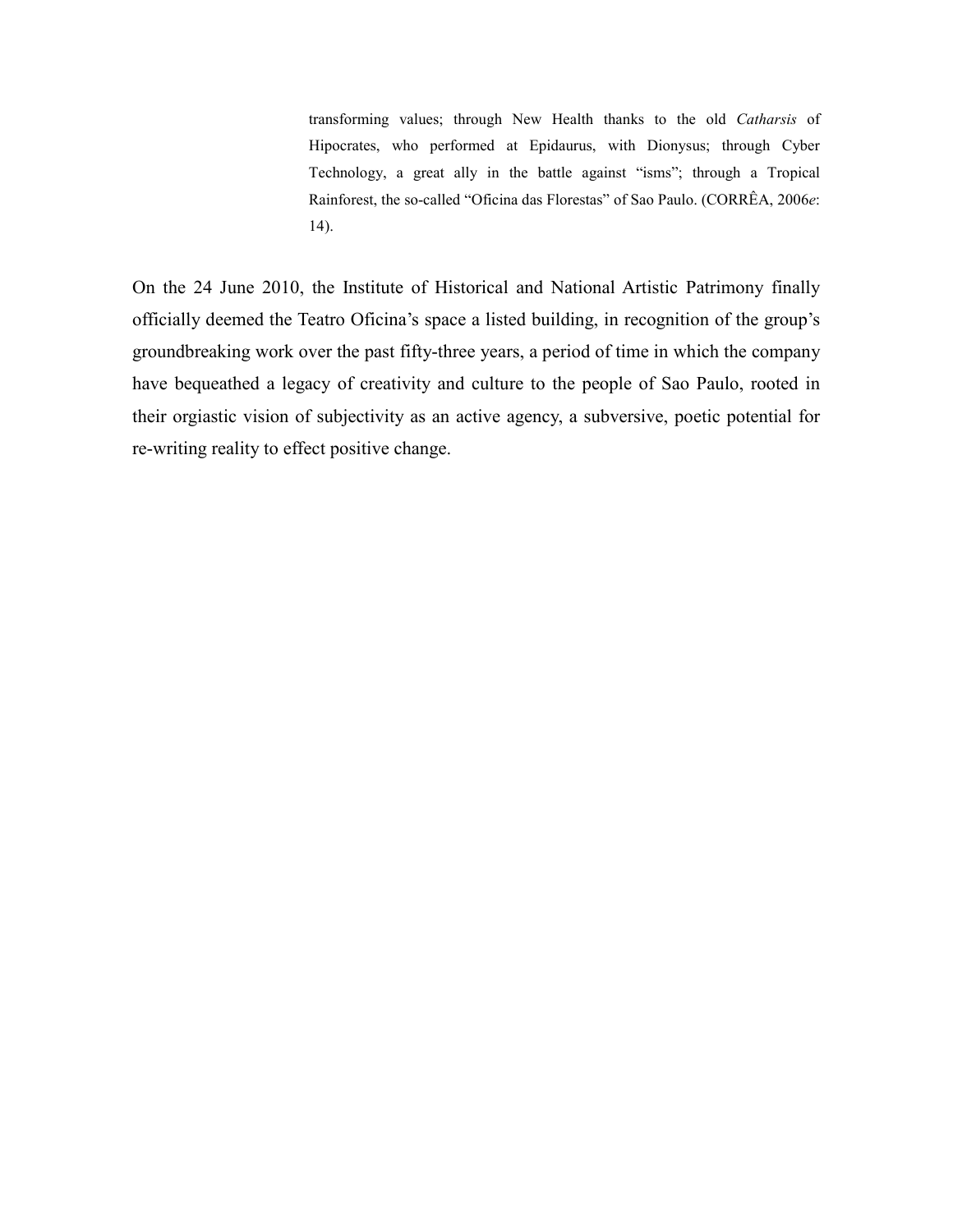> transforming values; through New Health thanks to the old *Catharsis* of Hipocrates, who performed at Epidaurus, with Dionysus; through Cyber Technology, a great ally in the battle against "isms"; through a Tropical Rainforest, the so-called "Oficina das Florestas" of Sao Paulo. (CORRÊA, 2006*e*: 14).

On the 24 June 2010, the Institute of Historical and National Artistic Patrimony finally officially deemed the Teatro Oficina's space a listed building, in recognition of the group's groundbreaking work over the past fifty-three years, a period of time in which the company have bequeathed a legacy of creativity and culture to the people of Sao Paulo, rooted in their orgiastic vision of subjectivity as an active agency, a subversive, poetic potential for re-writing reality to effect positive change.